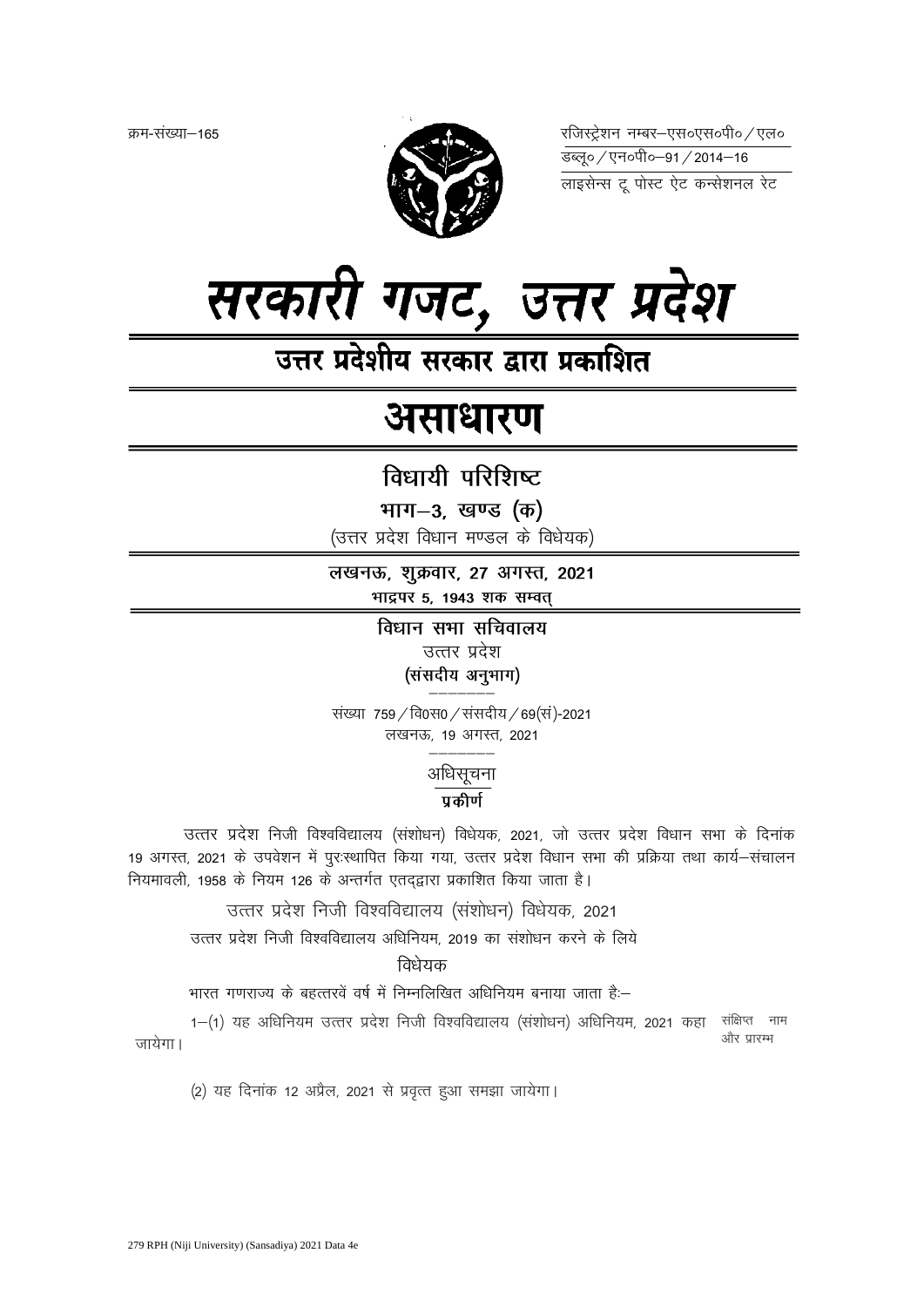क्रम-संख्या–165

रजिस्ट्रेशन नम्बर–एस०एस०पी० / एल०
डब्लू० / एन०पी०–91 / 2014–16
लाइसेन्स टू पोस्ट ऐट कन्सेशनल रेट

# सरकारी गजट, उत्तर प्रदेश

## उत्तर प्रदेशीय सरकार द्वारा प्रकाशित

# असाधारण

## विधायी परिशिष्ट

**भाग–3, खण्ड (क)**

(उत्तर प्रदेश विधान मण्डल के विधेयक)

**लखनऊ, शुक्रवार, 27 अगस्त, 2021**

**भाद्रपर 5, 1943 शक सम्वत्**

**विधान सभा सचिवालय**

उत्तर प्रदेश

**(संसदीय अनुभाग)**

संख्या 759 / वि0स0 / संसदीय / 69(सं)-2021

लखनऊ, 19 अगस्त, 2021

अधिसूचना

**प्रकीर्ण**

उत्तर प्रदेश निजी विश्वविद्यालय (संशोधन) विधेयक, 2021, जो उत्तर प्रदेश विधान सभा के दिनांक 19 अगस्त, 2021 के उपवेशन में पुरःस्थापित किया गया, उत्तर प्रदेश विधान सभा की प्रक्रिया तथा कार्य–संचालन नियमावली, 1958 के नियम 126 के अन्तर्गत एतद्द्वारा प्रकाशित किया जाता है।

उत्तर प्रदेश निजी विश्वविद्यालय (संशोधन) विधेयक, 2021

उत्तर प्रदेश निजी विश्वविद्यालय अधिनियम, 2019 का संशोधन करने के लिये

विधेयक

भारत गणराज्य के बहत्तरवें वर्ष में निम्नलिखित अधिनियम बनाया जाता हैः–

संक्षिप्त नाम और प्रारम्भ

1–(1) यह अधिनियम उत्तर प्रदेश निजी विश्वविद्यालय (संशोधन) अधिनियम, 2021 कहा जायेगा।

(2) यह दिनांक 12 अप्रैल, 2021 से प्रवृत्त हुआ समझा जायेगा।

279 RPH (Niji University) (Sansadiya) 2021 Data 4e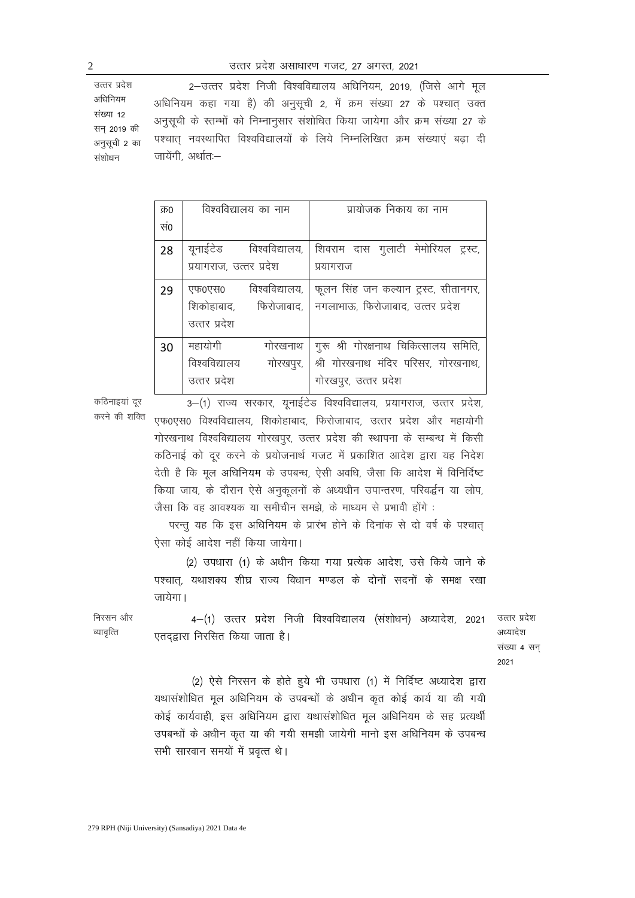उत्तर प्रदेश अधिनियम संख्या 12 सन् 2019 की अनुसूची 2 का संशोधन

2—उत्तर प्रदेश निजी विश्वविद्यालय अधिनियम, 2019, (जिसे आगे मूल अधिनियम कहा गया है) की अनुसूची 2, में क्रम संख्या 27 के पश्चात् उक्त अनुसूची के स्तम्भों को निम्नानुसार संशोधित किया जायेगा और क्रम संख्या 27 के पश्चात् नवस्थापित विश्वविद्यालयों के लिये निम्नलिखित क्रम संख्याएं बढ़ा दी जायेंगी, अर्थातः—

| क्र0 सं0 | विश्वविद्यालय का नाम | प्रायोजक निकाय का नाम |
|---|---|---|
| 28 | यूनाईटेड विश्वविद्यालय, प्रयागराज, उत्तर प्रदेश | शिवराम दास गुलाटी मेमोरियल ट्रस्ट, प्रयागराज |
| 29 | एफ0एस0 विश्वविद्यालय, शिकोहाबाद, फिरोजाबाद, उत्तर प्रदेश | फूलन सिंह जन कल्यान ट्रस्ट, सीतानगर, नगलाभाऊ, फिरोजाबाद, उत्तर प्रदेश |
| 30 | महायोगी गोरखनाथ विश्वविद्यालय गोरखपुर, उत्तर प्रदेश | गुरू श्री गोरक्षनाथ चिकित्सालय समिति, श्री गोरखनाथ मंदिर परिसर, गोरखनाथ, गोरखपुर, उत्तर प्रदेश |

कठिनाइयां दूर करने की शक्ति

3—(1) राज्य सरकार, यूनाईटेड विश्वविद्यालय, प्रयागराज, उत्तर प्रदेश, एफ0एस0 विश्वविद्यालय, शिकोहाबाद, फिरोजाबाद, उत्तर प्रदेश और महायोगी गोरखनाथ विश्वविद्यालय गोरखपुर, उत्तर प्रदेश की स्थापना के सम्बन्ध में किसी कठिनाई को दूर करने के प्रयोजनार्थ गजट में प्रकाशित आदेश द्वारा यह निदेश देती है कि मूल अधिनियम के उपबन्ध, ऐसी अवधि, जैसा कि आदेश में विनिर्दिष्ट किया जाय, के दौरान ऐसे अनुकूलनों के अध्यधीन उपान्तरण, परिवर्द्धन या लोप, जैसा कि वह आवश्यक या समीचीन समझे, के माध्यम से प्रभावी होंगे :

परन्तु यह कि इस अधिनियम के प्रारंभ होने के दिनांक से दो वर्ष के पश्चात् ऐसा कोई आदेश नहीं किया जायेगा।

(2) उपधारा (1) के अधीन किया गया प्रत्येक आदेश, उसे किये जाने के पश्चात्, यथाशक्य शीघ्र राज्य विधान मण्डल के दोनों सदनों के समक्ष रखा जायेगा।

निरसन और व्यावृत्ति

उत्तर प्रदेश अध्यादेश संख्या 4 सन् 2021

4—(1) उत्तर प्रदेश निजी विश्वविद्यालय (संशोधन) अध्यादेश, 2021 एतद्द्वारा निरसित किया जाता है।

(2) ऐसे निरसन के होते हुये भी उपधारा (1) में निर्दिष्ट अध्यादेश द्वारा यथासंशोधित मूल अधिनियम के उपबन्धों के अधीन कृत कोई कार्य या की गयी कोई कार्यवाही, इस अधिनियम द्वारा यथासंशोधित मूल अधिनियम के सह प्रत्यर्थी उपबन्धों के अधीन कृत या की गयी समझी जायेगी मानो इस अधिनियम के उपबन्ध सभी सारवान समयों में प्रवृत्त थे।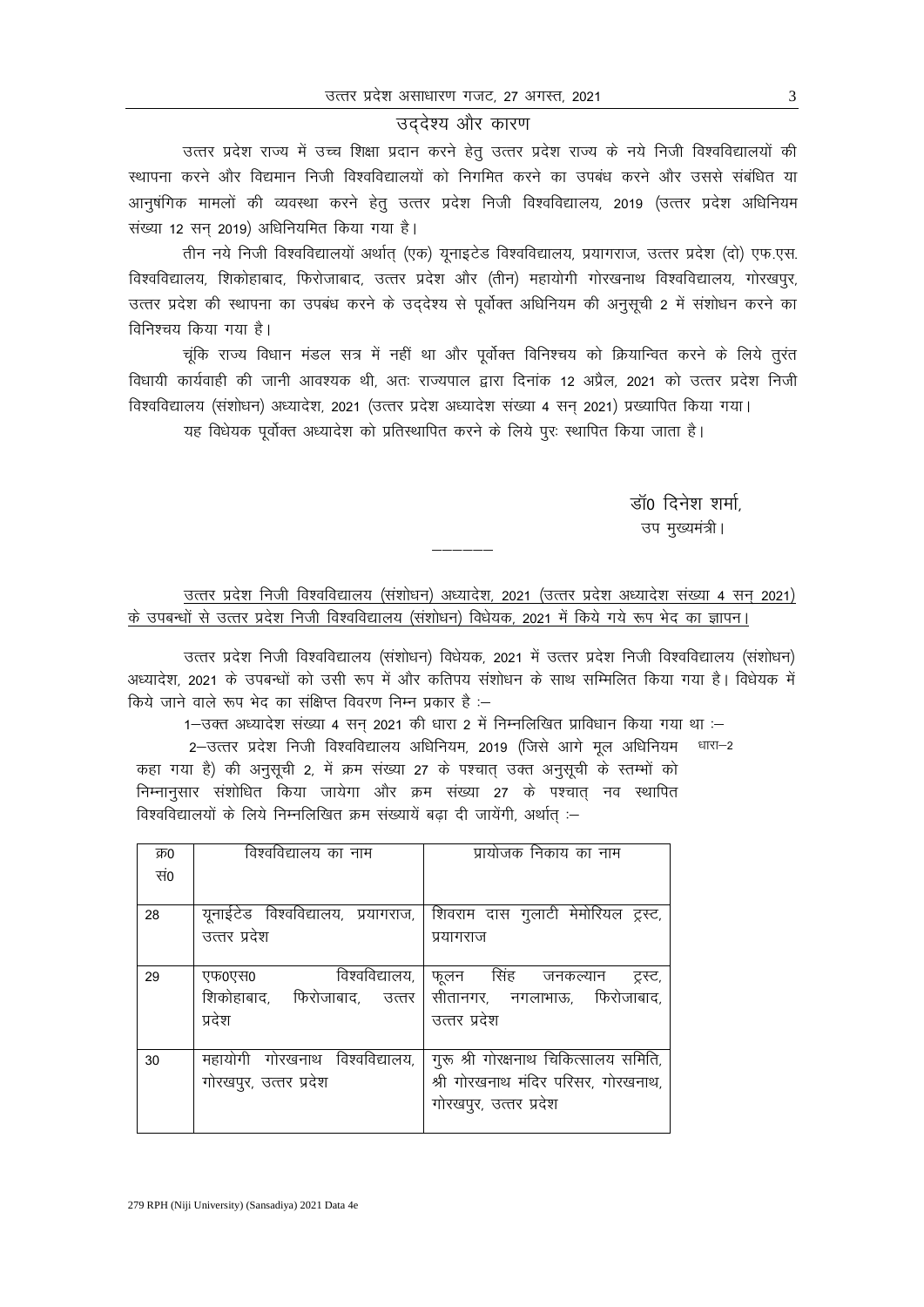## उद्देश्य और कारण

उत्तर प्रदेश राज्य में उच्च शिक्षा प्रदान करने हेतु उत्तर प्रदेश राज्य के नये निजी विश्वविद्यालयों की स्थापना करने और विद्यमान निजी विश्वविद्यालयों को निगमित करने का उपबंध करने और उससे संबंधित या आनुषंगिक मामलों की व्यवस्था करने हेतु उत्तर प्रदेश निजी विश्वविद्यालय, 2019 (उत्तर प्रदेश अधिनियम संख्या 12 सन् 2019) अधिनियमित किया गया है।

तीन नये निजी विश्वविद्यालयों अर्थात् (एक) यूनाइटेड विश्वविद्यालय, प्रयागराज, उत्तर प्रदेश (दो) एफ.एस. विश्वविद्यालय, शिकोहाबाद, फिरोजाबाद, उत्तर प्रदेश और (तीन) महायोगी गोरखनाथ विश्वविद्यालय, गोरखपुर, उत्तर प्रदेश की स्थापना का उपबंध करने के उद्देश्य से पूर्वोक्त अधिनियम की अनुसूची 2 में संशोधन करने का विनिश्चय किया गया है।

चूंकि राज्य विधान मंडल सत्र में नहीं था और पूर्वोक्त विनिश्चय को क्रियान्वित करने के लिये तुरंत विधायी कार्यवाही की जानी आवश्यक थी, अतः राज्यपाल द्वारा दिनांक 12 अप्रैल, 2021 को उत्तर प्रदेश निजी विश्वविद्यालय (संशोधन) अध्यादेश, 2021 (उत्तर प्रदेश अध्यादेश संख्या 4 सन् 2021) प्रख्यापित किया गया।

यह विधेयक पूर्वोक्त अध्यादेश को प्रतिस्थापित करने के लिये पुरः स्थापित किया जाता है।

डॉ0 दिनेश शर्मा,
उप मुख्यमंत्री।

———

उत्तर प्रदेश निजी विश्वविद्यालय (संशोधन) अध्यादेश, 2021 (उत्तर प्रदेश अध्यादेश संख्या 4 सन् 2021) के उपबन्धों से उत्तर प्रदेश निजी विश्वविद्यालय (संशोधन) विधेयक, 2021 में किये गये रूप भेद का ज्ञापन।

उत्तर प्रदेश निजी विश्वविद्यालय (संशोधन) विधेयक, 2021 में उत्तर प्रदेश निजी विश्वविद्यालय (संशोधन) अध्यादेश, 2021 के उपबन्धों को उसी रूप में और कतिपय संशोधन के साथ सम्मिलित किया गया है। विधेयक में किये जाने वाले रूप भेद का संक्षिप्त विवरण निम्न प्रकार है :—

1—उक्त अध्यादेश संख्या 4 सन् 2021 की धारा 2 में निम्नलिखित प्राविधान किया गया था :—

धारा–2

2—उत्तर प्रदेश निजी विश्वविद्यालय अधिनियम, 2019 (जिसे आगे मूल अधिनियम कहा गया है) की अनुसूची 2, में क्रम संख्या 27 के पश्चात् उक्त अनुसूची के स्तम्भों को निम्नानुसार संशोधित किया जायेगा और क्रम संख्या 27 के पश्चात् नव स्थापित विश्वविद्यालयों के लिये निम्नलिखित क्रम संख्यायें बढ़ा दी जायेंगी, अर्थात् :—

| क्र0 सं0 | विश्वविद्यालय का नाम | प्रायोजक निकाय का नाम |
|---|---|---|
| 28 | यूनाईटेड विश्वविद्यालय, प्रयागराज, उत्तर प्रदेश | शिवराम दास गुलाटी मेमोरियल ट्रस्ट, प्रयागराज |
| 29 | एफ0एस0 विश्वविद्यालय, शिकोहाबाद, फिरोजाबाद, उत्तर प्रदेश | फूलन सिंह जनकल्यान ट्रस्ट, सीतानगर, नगलाभाऊ, फिरोजाबाद, उत्तर प्रदेश |
| 30 | महायोगी गोरखनाथ विश्वविद्यालय, गोरखपुर, उत्तर प्रदेश | गुरू श्री गोरक्षनाथ चिकित्सालय समिति, श्री गोरखनाथ मंदिर परिसर, गोरखनाथ, गोरखपुर, उत्तर प्रदेश |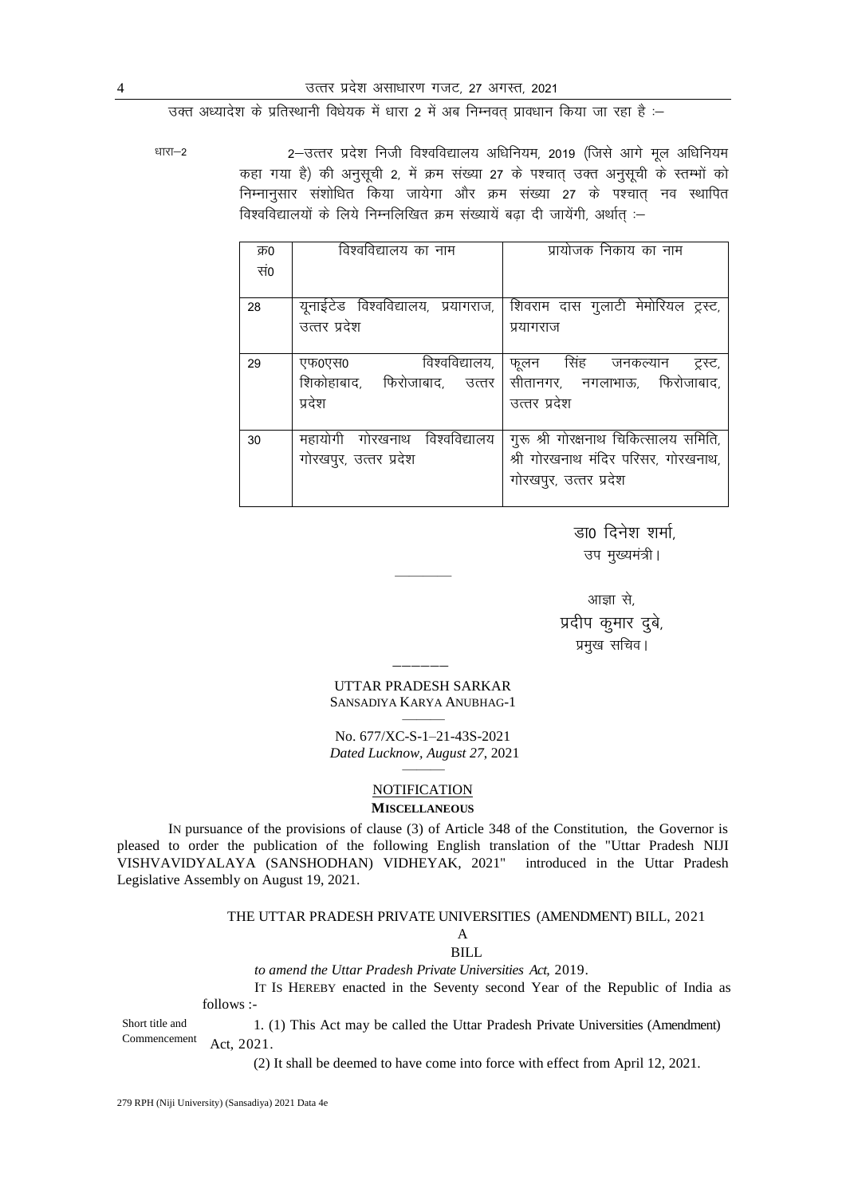उक्त अध्यादेश के प्रतिस्थानी विधेयक में धारा 2 में अब निम्नवत् प्रावधान किया जा रहा है :–

धारा–2

2–उत्तर प्रदेश निजी विश्वविद्यालय अधिनियम, 2019 (जिसे आगे मूल अधिनियम कहा गया है) की अनुसूची 2, में क्रम संख्या 27 के पश्चात् उक्त अनुसूची के स्तम्भों को निम्नानुसार संशोधित किया जायेगा और क्रम संख्या 27 के पश्चात् नव स्थापित विश्वविद्यालयों के लिये निम्नलिखित क्रम संख्यायें बढ़ा दी जायेंगी, अर्थात् :–

| क्र0 सं0 | विश्वविद्यालय का नाम | प्रायोजक निकाय का नाम |
|---|---|---|
| 28 | यूनाईटेड विश्वविद्यालय, प्रयागराज, उत्तर प्रदेश | शिवराम दास गुलाटी मेमोरियल ट्रस्ट, प्रयागराज |
| 29 | एफ0एस0 विश्वविद्यालय, शिकोहाबाद, फिरोजाबाद, उत्तर प्रदेश | फूलन सिंह जनकल्यान ट्रस्ट, सीतानगर, नगलाभाऊ, फिरोजाबाद, उत्तर प्रदेश |
| 30 | महायोगी गोरखनाथ विश्वविद्यालय गोरखपुर, उत्तर प्रदेश | गुरू श्री गोरक्षनाथ चिकित्सालय समिति, श्री गोरखनाथ मंदिर परिसर, गोरखनाथ, गोरखपुर, उत्तर प्रदेश |

डा0 दिनेश शर्मा,
उप मुख्यमंत्री।

आज्ञा से,
प्रदीप कुमार दुबे,
प्रमुख सचिव।

UTTAR PRADESH SARKAR
SANSADIYA KARYA ANUBHAG-1

No. 677/XC-S-1–21-43S-2021
*Dated Lucknow, August 27,* 2021

## NOTIFICATION
**MISCELLANEOUS**

IN pursuance of the provisions of clause (3) of Article 348 of the Constitution, the Governor is pleased to order the publication of the following English translation of the "Uttar Pradesh NIJI VISHVAVIDYALAYA (SANSHODHAN) VIDHEYAK, 2021" introduced in the Uttar Pradesh Legislative Assembly on August 19, 2021.

### THE UTTAR PRADESH PRIVATE UNIVERSITIES (AMENDMENT) BILL, 2021

A
BILL

*to amend the Uttar Pradesh Private Universities Act,* 2019.

IT IS HEREBY enacted in the Seventy second Year of the Republic of India as follows :-

Short title and Commencement

1. (1) This Act may be called the Uttar Pradesh Private Universities (Amendment) Act, 2021.

(2) It shall be deemed to have come into force with effect from April 12, 2021.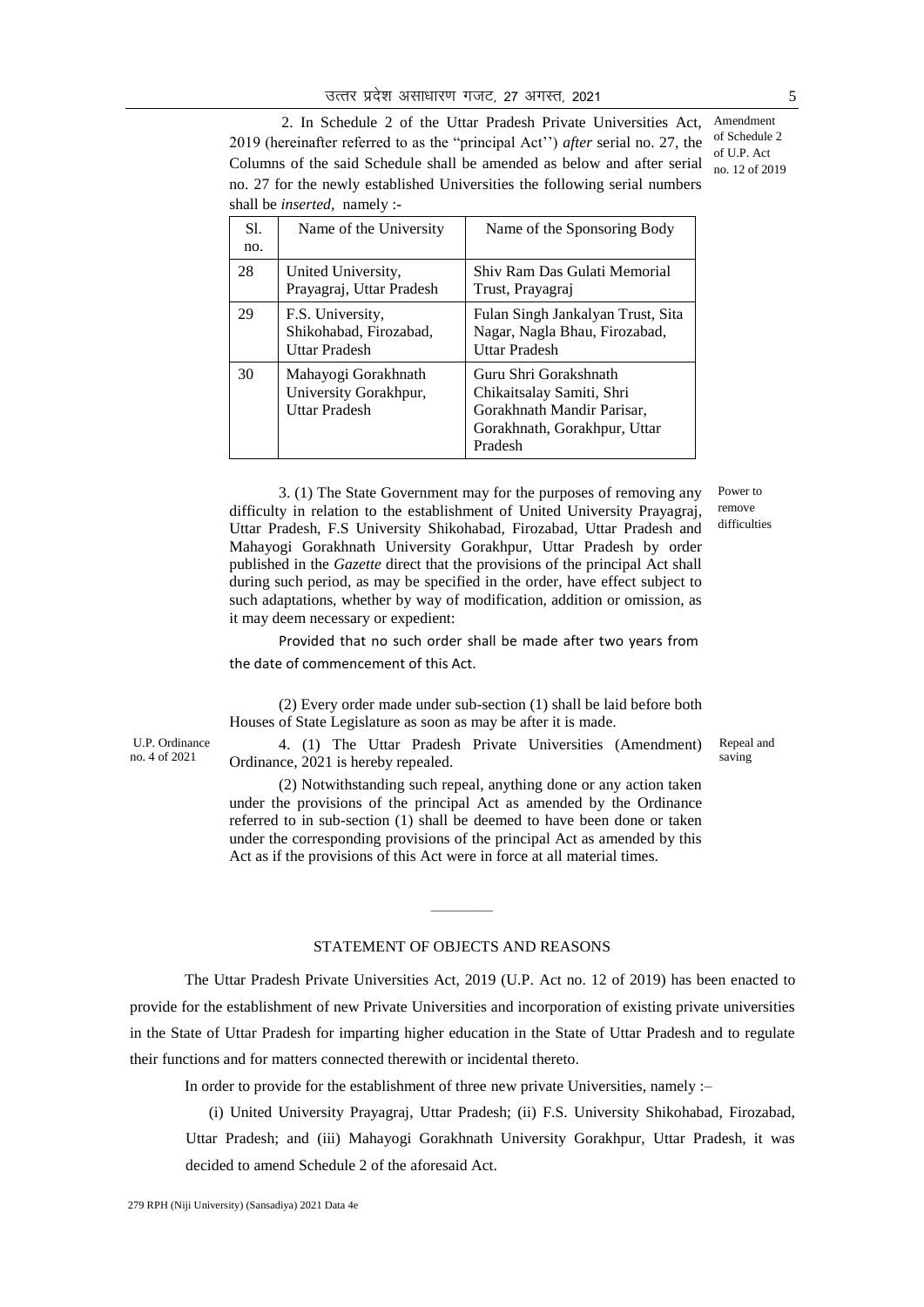2. In Schedule 2 of the Uttar Pradesh Private Universities Act, 2019 (hereinafter referred to as the "principal Act'') *after* serial no. 27, the Columns of the said Schedule shall be amended as below and after serial no. 27 for the newly established Universities the following serial numbers shall be *inserted*, namely :-

Amendment of Schedule 2 of U.P. Act no. 12 of 2019

| Sl. no. | Name of the University | Name of the Sponsoring Body |
|---|---|---|
| 28 | United University, Prayagraj, Uttar Pradesh | Shiv Ram Das Gulati Memorial Trust, Prayagraj |
| 29 | F.S. University, Shikohabad, Firozabad, Uttar Pradesh | Fulan Singh Jankalyan Trust, Sita Nagar, Nagla Bhau, Firozabad, Uttar Pradesh |
| 30 | Mahayogi Gorakhnath University Gorakhpur, Uttar Pradesh | Guru Shri Gorakshnath Chikaitsalay Samiti, Shri Gorakhnath Mandir Parisar, Gorakhnath, Gorakhpur, Uttar Pradesh |

Power to remove difficulties

3. (1) The State Government may for the purposes of removing any difficulty in relation to the establishment of United University Prayagraj, Uttar Pradesh, F.S University Shikohabad, Firozabad, Uttar Pradesh and Mahayogi Gorakhnath University Gorakhpur, Uttar Pradesh by order published in the *Gazette* direct that the provisions of the principal Act shall during such period, as may be specified in the order, have effect subject to such adaptations, whether by way of modification, addition or omission, as it may deem necessary or expedient:

Provided that no such order shall be made after two years from the date of commencement of this Act.

(2) Every order made under sub-section (1) shall be laid before both Houses of State Legislature as soon as may be after it is made.

U.P. Ordinance no. 4 of 2021

Repeal and saving

4. (1) The Uttar Pradesh Private Universities (Amendment) Ordinance, 2021 is hereby repealed.

(2) Notwithstanding such repeal, anything done or any action taken under the provisions of the principal Act as amended by the Ordinance referred to in sub-section (1) shall be deemed to have been done or taken under the corresponding provisions of the principal Act as amended by this Act as if the provisions of this Act were in force at all material times.

---

## STATEMENT OF OBJECTS AND REASONS

The Uttar Pradesh Private Universities Act, 2019 (U.P. Act no. 12 of 2019) has been enacted to provide for the establishment of new Private Universities and incorporation of existing private universities in the State of Uttar Pradesh for imparting higher education in the State of Uttar Pradesh and to regulate their functions and for matters connected therewith or incidental thereto.

In order to provide for the establishment of three new private Universities, namely :–

(i) United University Prayagraj, Uttar Pradesh; (ii) F.S. University Shikohabad, Firozabad, Uttar Pradesh; and (iii) Mahayogi Gorakhnath University Gorakhpur, Uttar Pradesh, it was decided to amend Schedule 2 of the aforesaid Act.

279 RPH (Niji University) (Sansadiya) 2021 Data 4e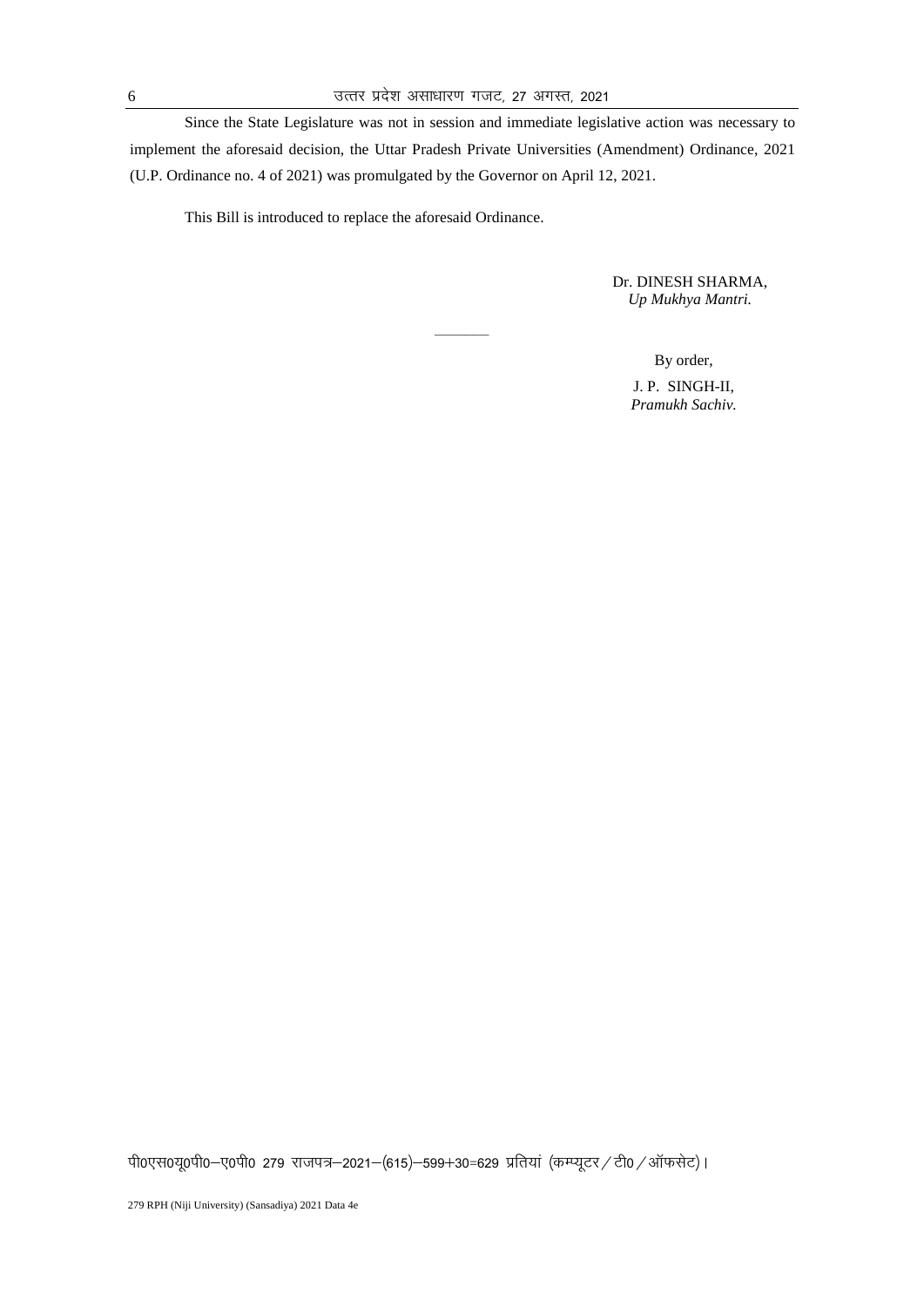Since the State Legislature was not in session and immediate legislative action was necessary to implement the aforesaid decision, the Uttar Pradesh Private Universities (Amendment) Ordinance, 2021 (U.P. Ordinance no. 4 of 2021) was promulgated by the Governor on April 12, 2021.

This Bill is introduced to replace the aforesaid Ordinance.

Dr. DINESH SHARMA,  
*Up Mukhya Mantri.*

---

By order,

J. P. SINGH-II,  
*Pramukh Sachiv.*

पी0एस0यू0पी0—ए0पी0 279 राजपत्र—2021—(615)—599+30=629 प्रतियां (कम्प्यूटर / टी0 / ऑफसेट)।

279 RPH (Niji University) (Sansadiya) 2021 Data 4e